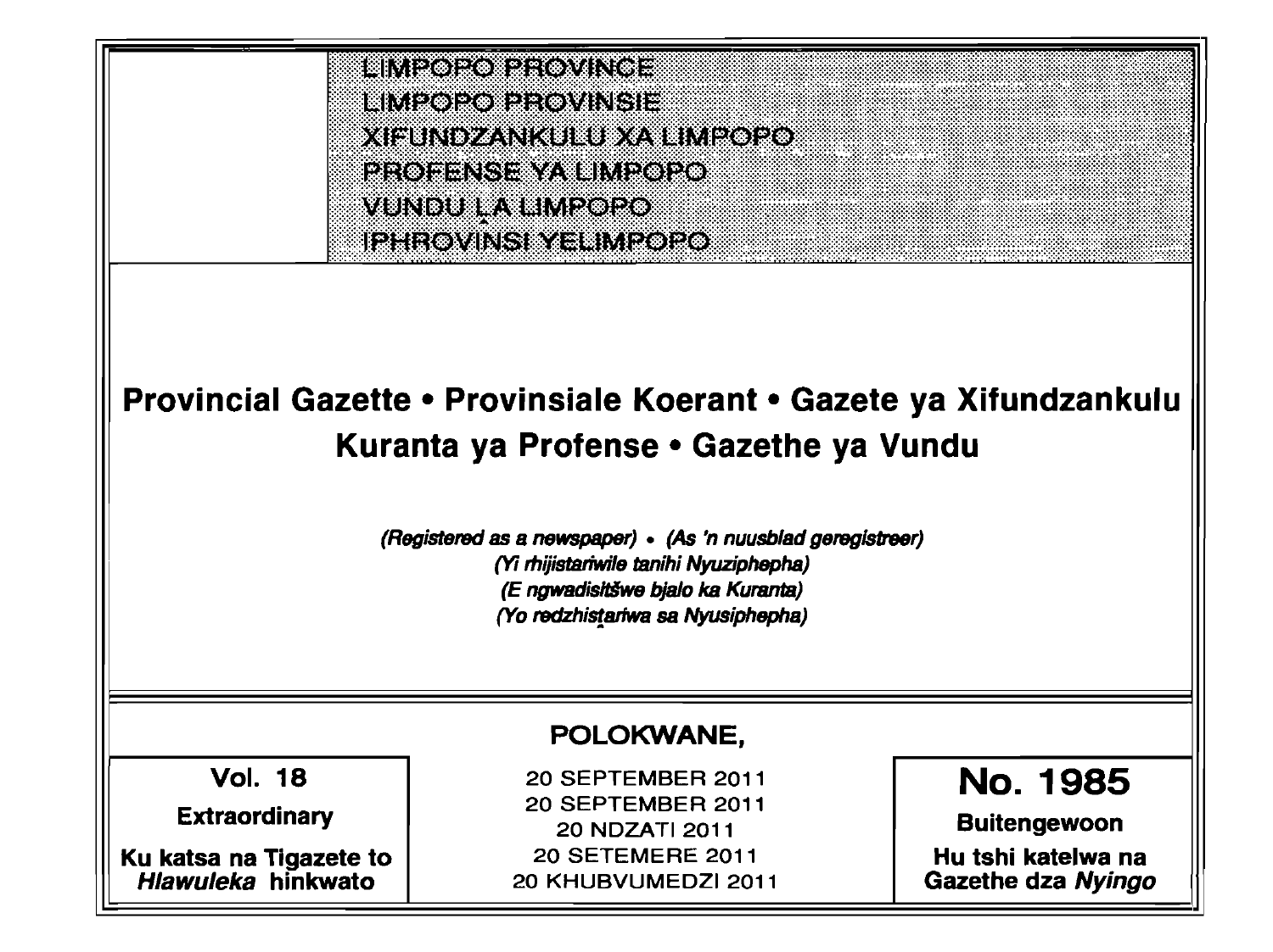LIMPOPO PROVINCE
LIMPOPO PROVINSIE
XIFUNDZANKULU XA LIMPOPO
PROFENSE YA LIMPOPO
VUNDU LA LIMPOPO
IPHROVINSI YELIMPOPO

# Provincial Gazette • Provinsiale Koerant • Gazete ya Xifundzankulu Kuranta ya Profense • Gazethe ya Vundu

*(Registered as a newspaper) • (As 'n nuusblad geregistreer)*
*(Yi rhijistariwile tanihi Nyuziphepha)*
*(E ngwadisitšwe bjalo ka Kuranta)*
*(Yo redzhistariwa sa Nyusiphepha)*

**POLOKWANE,**

| Vol. 18<br>**Extraordinary**<br>**Ku katsa na Tigazete to *Hlawuleka* hinkwato** | 20 SEPTEMBER 2011<br>20 SEPTEMBER 2011<br>20 NDZATI 2011<br>20 SETEMERE 2011<br>20 KHUBVUMEDZI 2011 | **No. 1985**<br>**Buitengewoon**<br>**Hu tshi katelwa na Gazethe dza *Nyingo*** |
|---|---|---|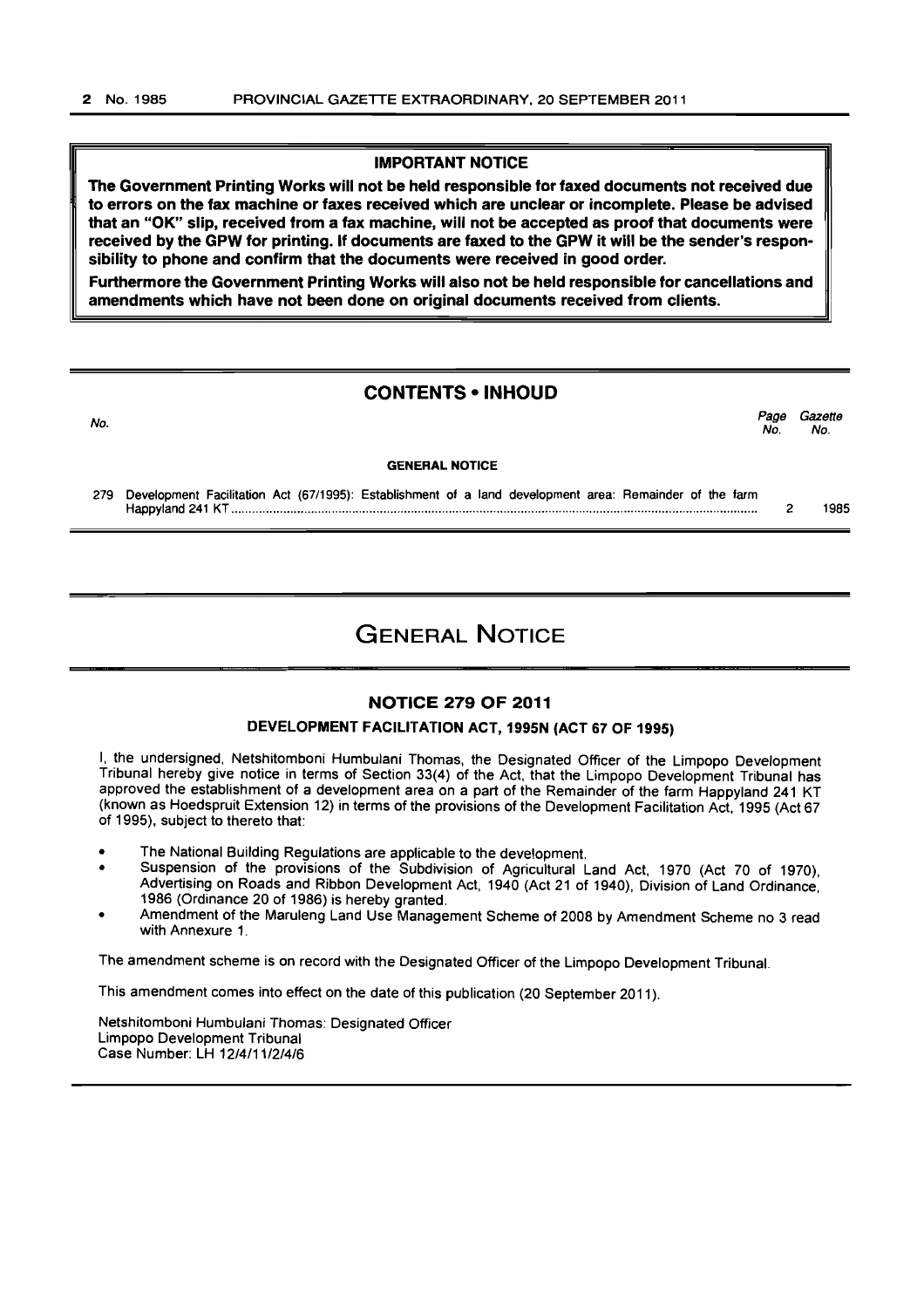## IMPORTANT NOTICE

**The Government Printing Works will not be held responsible for faxed documents not received due to errors on the fax machine or faxes received which are unclear or incomplete. Please be advised that an "OK" slip, received from a fax machine, will not be accepted as proof that documents were received by the GPW for printing. If documents are faxed to the GPW it will be the sender's responsibility to phone and confirm that the documents were received in good order.**

**Furthermore the Government Printing Works will also not be held responsible for cancellations and amendments which have not been done on original documents received from clients.**

## CONTENTS • INHOUD

| No. | | Page No. | Gazette No. |
|---|---|---|---|
| | **GENERAL NOTICE** | | |
| 279 | Development Facilitation Act (67/1995): Establishment of a land development area: Remainder of the farm Happyland 241 KT | 2 | 1985 |

# GENERAL NOTICE

## NOTICE 279 OF 2011

### DEVELOPMENT FACILITATION ACT, 1995N (ACT 67 OF 1995)

I, the undersigned, Netshitomboni Humbulani Thomas, the Designated Officer of the Limpopo Development Tribunal hereby give notice in terms of Section 33(4) of the Act, that the Limpopo Development Tribunal has approved the establishment of a development area on a part of the Remainder of the farm Happyland 241 KT (known as Hoedspruit Extension 12) in terms of the provisions of the Development Facilitation Act, 1995 (Act 67 of 1995), subject to thereto that:

- The National Building Regulations are applicable to the development.
- Suspension of the provisions of the Subdivision of Agricultural Land Act, 1970 (Act 70 of 1970), Advertising on Roads and Ribbon Development Act, 1940 (Act 21 of 1940), Division of Land Ordinance, 1986 (Ordinance 20 of 1986) is hereby granted.
- Amendment of the Maruleng Land Use Management Scheme of 2008 by Amendment Scheme no 3 read with Annexure 1.

The amendment scheme is on record with the Designated Officer of the Limpopo Development Tribunal.

This amendment comes into effect on the date of this publication (20 September 2011).

Netshitomboni Humbulani Thomas: Designated Officer
Limpopo Development Tribunal
Case Number: LH 12/4/11/2/4/6